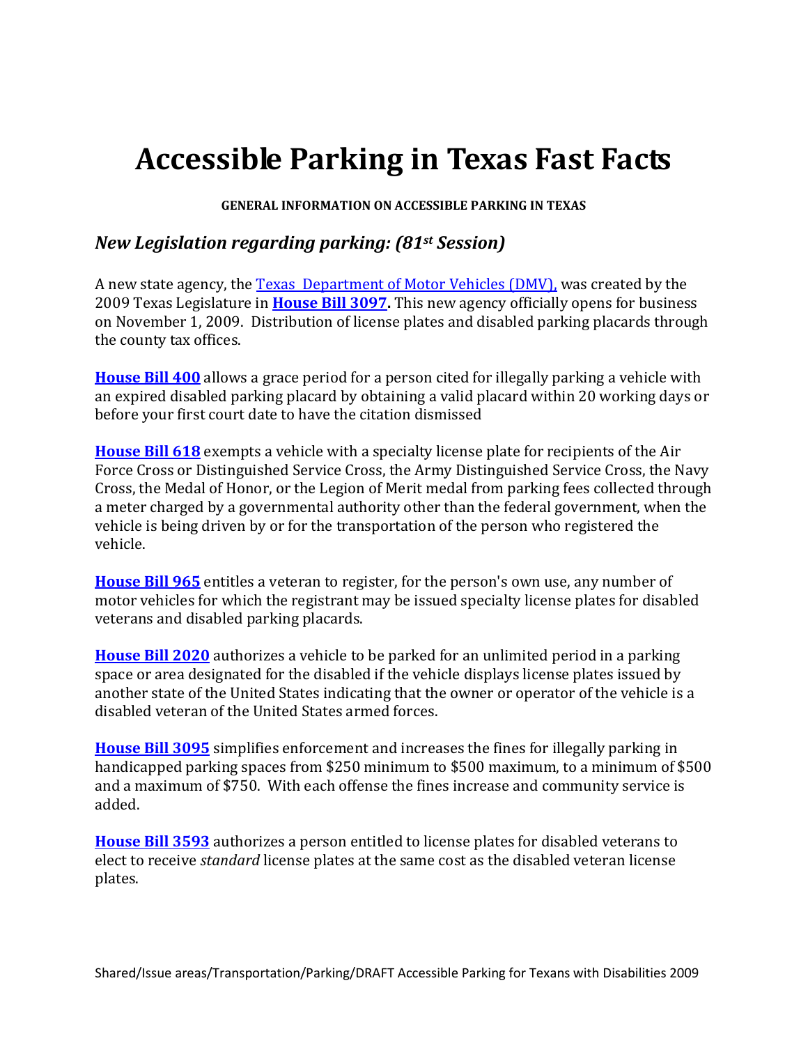# Accessible Parking in Texas Fast Facts

**GENERAL INFORMATION ON ACCESSIBLE PARKING IN TEXAS**

## *New Legislation regarding parking: (81st Session)*

A new state agency, the Texas Department of Motor Vehicles (DMV), was created by the 2009 Texas Legislature in **House Bill 3097.** This new agency officially opens for business on November 1, 2009. Distribution of license plates and disabled parking placards through the county tax offices.

**House Bill 400** allows a grace period for a person cited for illegally parking a vehicle with an expired disabled parking placard by obtaining a valid placard within 20 working days or before your first court date to have the citation dismissed

**House Bill 618** exempts a vehicle with a specialty license plate for recipients of the Air Force Cross or Distinguished Service Cross, the Army Distinguished Service Cross, the Navy Cross, the Medal of Honor, or the Legion of Merit medal from parking fees collected through a meter charged by a governmental authority other than the federal government, when the vehicle is being driven by or for the transportation of the person who registered the vehicle.

**House Bill 965** entitles a veteran to register, for the person's own use, any number of motor vehicles for which the registrant may be issued specialty license plates for disabled veterans and disabled parking placards.

**House Bill 2020** authorizes a vehicle to be parked for an unlimited period in a parking space or area designated for the disabled if the vehicle displays license plates issued by another state of the United States indicating that the owner or operator of the vehicle is a disabled veteran of the United States armed forces.

**House Bill 3095** simplifies enforcement and increases the fines for illegally parking in handicapped parking spaces from $250 minimum to $500 maximum, to a minimum of $500 and a maximum of $750. With each offense the fines increase and community service is added.

**House Bill 3593** authorizes a person entitled to license plates for disabled veterans to elect to receive *standard* license plates at the same cost as the disabled veteran license plates.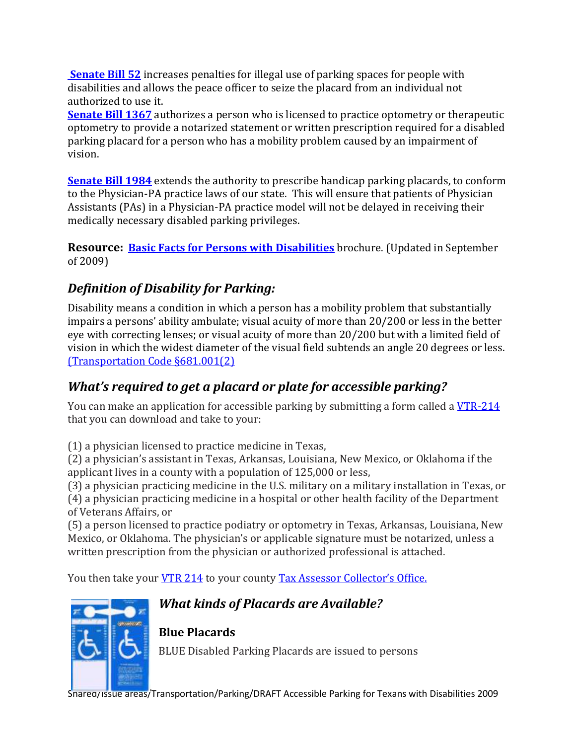**Senate Bill 52** increases penalties for illegal use of parking spaces for people with disabilities and allows the peace officer to seize the placard from an individual not authorized to use it.
**Senate Bill 1367** authorizes a person who is licensed to practice optometry or therapeutic optometry to provide a notarized statement or written prescription required for a disabled parking placard for a person who has a mobility problem caused by an impairment of vision.

**Senate Bill 1984** extends the authority to prescribe handicap parking placards, to conform to the Physician-PA practice laws of our state. This will ensure that patients of Physician Assistants (PAs) in a Physician-PA practice model will not be delayed in receiving their medically necessary disabled parking privileges.

**Resource:** **Basic Facts for Persons with Disabilities** brochure. (Updated in September of 2009)

## *Definition of Disability for Parking:*

Disability means a condition in which a person has a mobility problem that substantially impairs a persons' ability ambulate; visual acuity of more than 20/200 or less in the better eye with correcting lenses; or visual acuity of more than 20/200 but with a limited field of vision in which the widest diameter of the visual field subtends an angle 20 degrees or less. (Transportation Code §681.001(2)

## *What's required to get a placard or plate for accessible parking?*

You can make an application for accessible parking by submitting a form called a VTR-214 that you can download and take to your:

(1) a physician licensed to practice medicine in Texas,
(2) a physician's assistant in Texas, Arkansas, Louisiana, New Mexico, or Oklahoma if the applicant lives in a county with a population of 125,000 or less,
(3) a physician practicing medicine in the U.S. military on a military installation in Texas, or
(4) a physician practicing medicine in a hospital or other health facility of the Department of Veterans Affairs, or
(5) a person licensed to practice podiatry or optometry in Texas, Arkansas, Louisiana, New Mexico, or Oklahoma. The physician's or applicable signature must be notarized, unless a written prescription from the physician or authorized professional is attached.

You then take your VTR 214 to your county Tax Assessor Collector's Office.

## *What kinds of Placards are Available?*

### Blue Placards

BLUE Disabled Parking Placards are issued to persons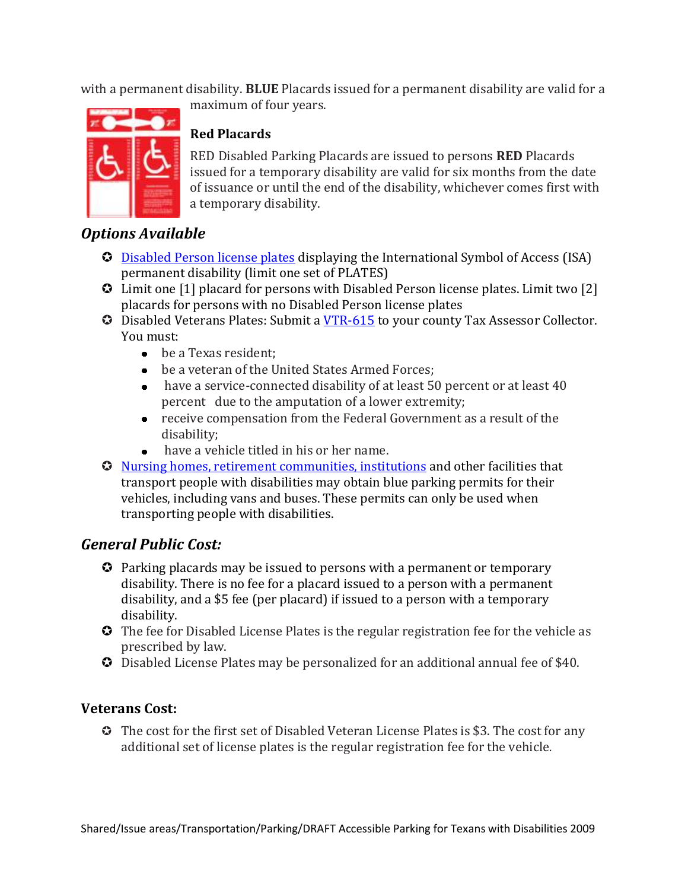with a permanent disability. **BLUE** Placards issued for a permanent disability are valid for a maximum of four years.

**Red Placards**

RED Disabled Parking Placards are issued to persons **RED** Placards issued for a temporary disability are valid for six months from the date of issuance or until the end of the disability, whichever comes first with a temporary disability.

## *Options Available*

- Disabled Person license plates displaying the International Symbol of Access (ISA) permanent disability (limit one set of PLATES)
- Limit one [1] placard for persons with Disabled Person license plates. Limit two [2] placards for persons with no Disabled Person license plates
- Disabled Veterans Plates: Submit a VTR-615 to your county Tax Assessor Collector. You must:
  - be a Texas resident;
  - be a veteran of the United States Armed Forces;
  - have a service-connected disability of at least 50 percent or at least 40 percent due to the amputation of a lower extremity;
  - receive compensation from the Federal Government as a result of the disability;
  - have a vehicle titled in his or her name.
- Nursing homes, retirement communities, institutions and other facilities that transport people with disabilities may obtain blue parking permits for their vehicles, including vans and buses. These permits can only be used when transporting people with disabilities.

## *General Public Cost:*

- Parking placards may be issued to persons with a permanent or temporary disability. There is no fee for a placard issued to a person with a permanent disability, and a $5 fee (per placard) if issued to a person with a temporary disability.
- The fee for Disabled License Plates is the regular registration fee for the vehicle as prescribed by law.
- Disabled License Plates may be personalized for an additional annual fee of $40.

### Veterans Cost:

- The cost for the first set of Disabled Veteran License Plates is $3. The cost for any additional set of license plates is the regular registration fee for the vehicle.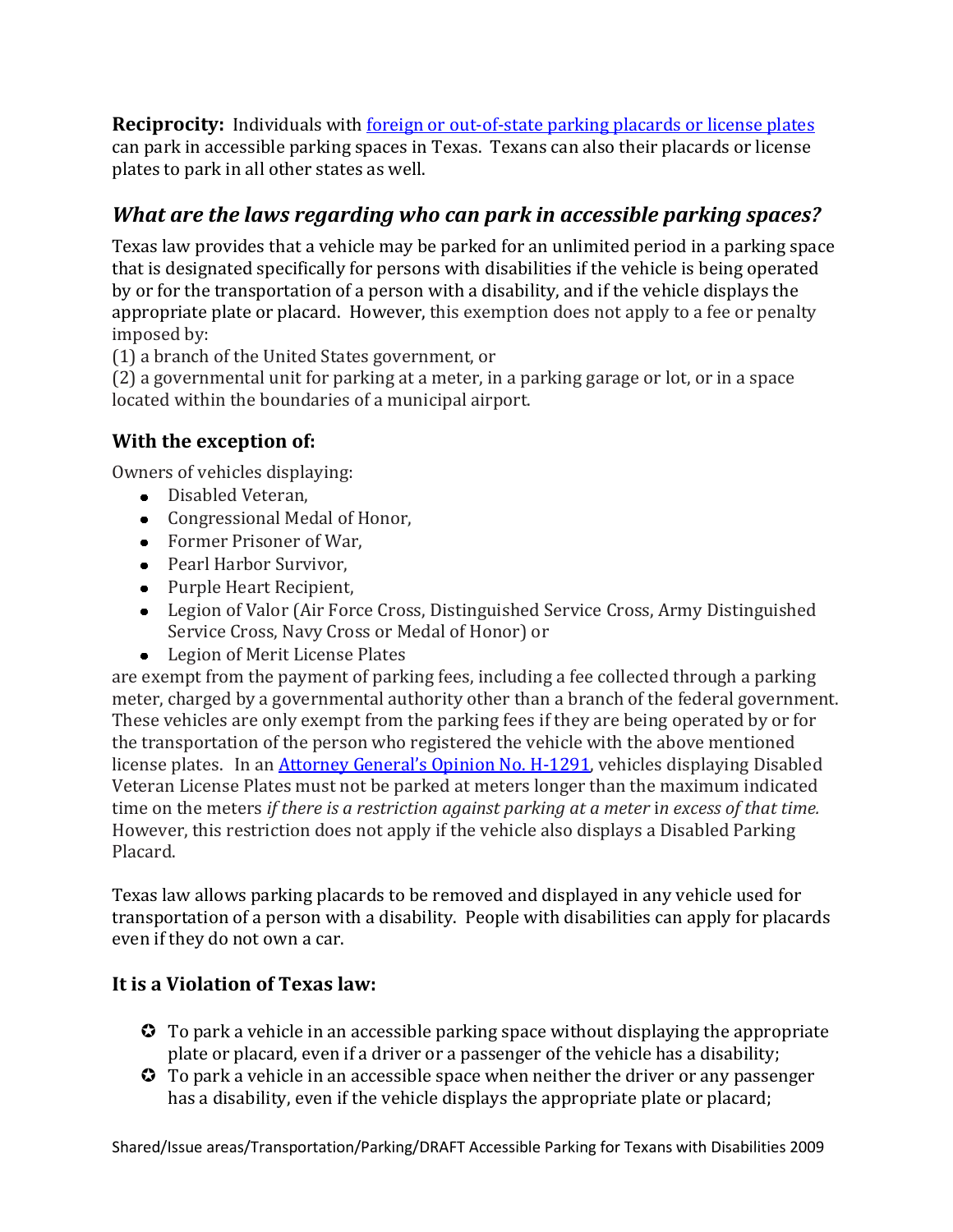**Reciprocity:** Individuals with [foreign or out-of-state parking placards or license plates] can park in accessible parking spaces in Texas. Texans can also their placards or license plates to park in all other states as well.

## *What are the laws regarding who can park in accessible parking spaces?*

Texas law provides that a vehicle may be parked for an unlimited period in a parking space that is designated specifically for persons with disabilities if the vehicle is being operated by or for the transportation of a person with a disability, and if the vehicle displays the appropriate plate or placard. However, this exemption does not apply to a fee or penalty imposed by:

(1) a branch of the United States government, or

(2) a governmental unit for parking at a meter, in a parking garage or lot, or in a space located within the boundaries of a municipal airport.

### With the exception of:

Owners of vehicles displaying:

- Disabled Veteran,
- Congressional Medal of Honor,
- Former Prisoner of War,
- Pearl Harbor Survivor,
- Purple Heart Recipient,
- Legion of Valor (Air Force Cross, Distinguished Service Cross, Army Distinguished Service Cross, Navy Cross or Medal of Honor) or
- Legion of Merit License Plates

are exempt from the payment of parking fees, including a fee collected through a parking meter, charged by a governmental authority other than a branch of the federal government. These vehicles are only exempt from the parking fees if they are being operated by or for the transportation of the person who registered the vehicle with the above mentioned license plates. In an [Attorney General's Opinion No. H-1291], vehicles displaying Disabled Veteran License Plates must not be parked at meters longer than the maximum indicated time on the meters *if there is a restriction against parking at a meter* in *excess of that time.* However, this restriction does not apply if the vehicle also displays a Disabled Parking Placard.

Texas law allows parking placards to be removed and displayed in any vehicle used for transportation of a person with a disability. People with disabilities can apply for placards even if they do not own a car.

### It is a Violation of Texas law:

- To park a vehicle in an accessible parking space without displaying the appropriate plate or placard, even if a driver or a passenger of the vehicle has a disability;
- To park a vehicle in an accessible space when neither the driver or any passenger has a disability, even if the vehicle displays the appropriate plate or placard;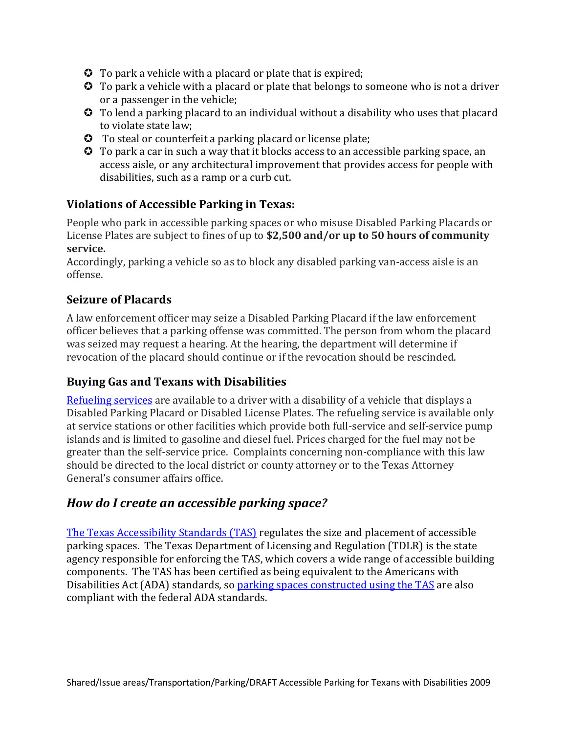- To park a vehicle with a placard or plate that is expired;
- To park a vehicle with a placard or plate that belongs to someone who is not a driver or a passenger in the vehicle;
- To lend a parking placard to an individual without a disability who uses that placard to violate state law;
- To steal or counterfeit a parking placard or license plate;
- To park a car in such a way that it blocks access to an accessible parking space, an access aisle, or any architectural improvement that provides access for people with disabilities, such as a ramp or a curb cut.

### Violations of Accessible Parking in Texas:

People who park in accessible parking spaces or who misuse Disabled Parking Placards or License Plates are subject to fines of up to **$2,500 and/or up to 50 hours of community service.**
Accordingly, parking a vehicle so as to block any disabled parking van-access aisle is an offense.

### Seizure of Placards

A law enforcement officer may seize a Disabled Parking Placard if the law enforcement officer believes that a parking offense was committed. The person from whom the placard was seized may request a hearing. At the hearing, the department will determine if revocation of the placard should continue or if the revocation should be rescinded.

### Buying Gas and Texans with Disabilities

Refueling services are available to a driver with a disability of a vehicle that displays a Disabled Parking Placard or Disabled License Plates. The refueling service is available only at service stations or other facilities which provide both full-service and self-service pump islands and is limited to gasoline and diesel fuel. Prices charged for the fuel may not be greater than the self-service price. Complaints concerning non-compliance with this law should be directed to the local district or county attorney or to the Texas Attorney General's consumer affairs office.

## *How do I create an accessible parking space?*

The Texas Accessibility Standards (TAS) regulates the size and placement of accessible parking spaces. The Texas Department of Licensing and Regulation (TDLR) is the state agency responsible for enforcing the TAS, which covers a wide range of accessible building components. The TAS has been certified as being equivalent to the Americans with Disabilities Act (ADA) standards, so parking spaces constructed using the TAS are also compliant with the federal ADA standards.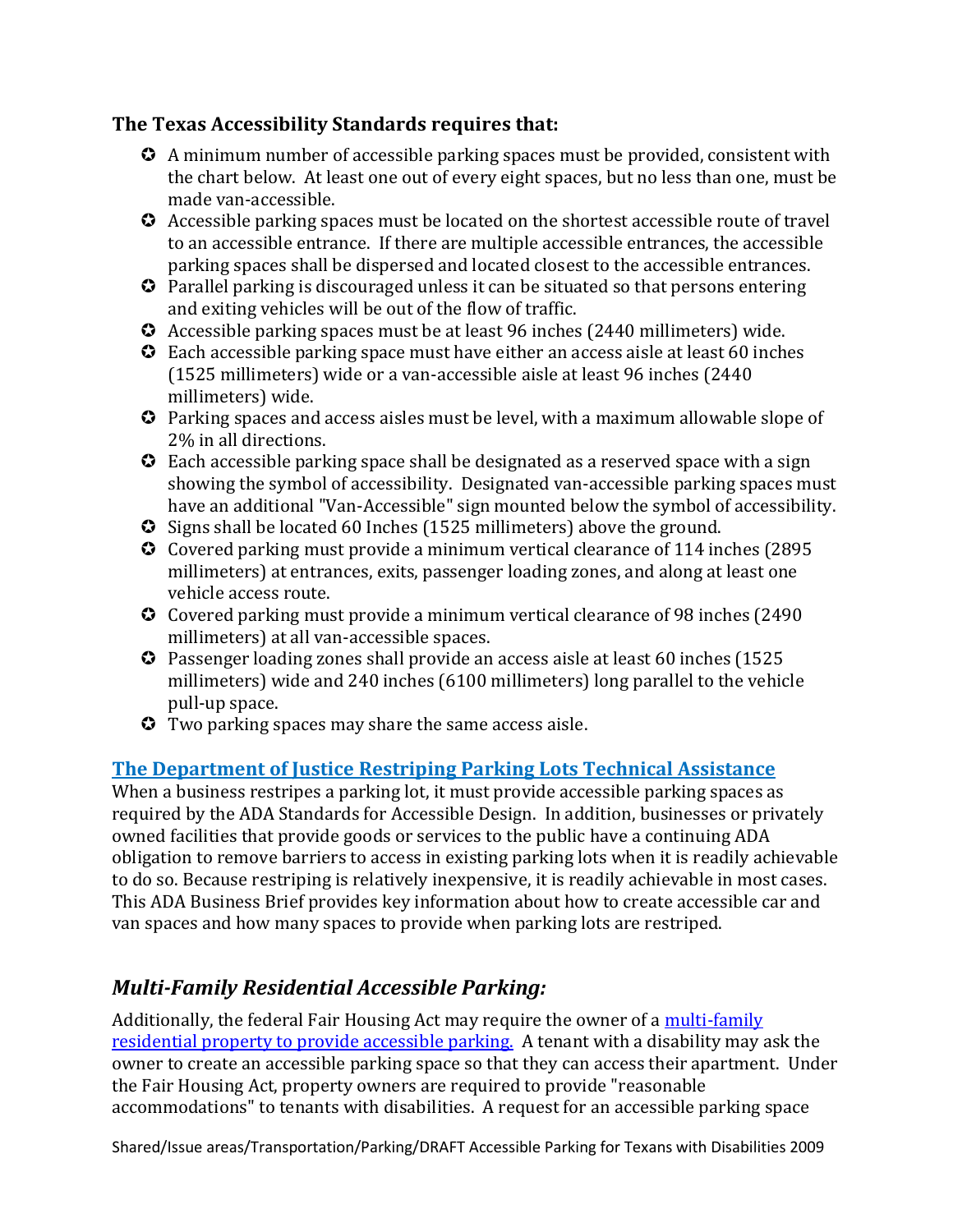### The Texas Accessibility Standards requires that:

- A minimum number of accessible parking spaces must be provided, consistent with the chart below. At least one out of every eight spaces, but no less than one, must be made van-accessible.
- Accessible parking spaces must be located on the shortest accessible route of travel to an accessible entrance. If there are multiple accessible entrances, the accessible parking spaces shall be dispersed and located closest to the accessible entrances.
- Parallel parking is discouraged unless it can be situated so that persons entering and exiting vehicles will be out of the flow of traffic.
- Accessible parking spaces must be at least 96 inches (2440 millimeters) wide.
- Each accessible parking space must have either an access aisle at least 60 inches (1525 millimeters) wide or a van-accessible aisle at least 96 inches (2440 millimeters) wide.
- Parking spaces and access aisles must be level, with a maximum allowable slope of 2% in all directions.
- Each accessible parking space shall be designated as a reserved space with a sign showing the symbol of accessibility. Designated van-accessible parking spaces must have an additional "Van-Accessible" sign mounted below the symbol of accessibility.
- Signs shall be located 60 Inches (1525 millimeters) above the ground.
- Covered parking must provide a minimum vertical clearance of 114 inches (2895 millimeters) at entrances, exits, passenger loading zones, and along at least one vehicle access route.
- Covered parking must provide a minimum vertical clearance of 98 inches (2490 millimeters) at all van-accessible spaces.
- Passenger loading zones shall provide an access aisle at least 60 inches (1525 millimeters) wide and 240 inches (6100 millimeters) long parallel to the vehicle pull-up space.
- Two parking spaces may share the same access aisle.

**The Department of Justice Restriping Parking Lots Technical Assistance**

When a business restripes a parking lot, it must provide accessible parking spaces as required by the ADA Standards for Accessible Design. In addition, businesses or privately owned facilities that provide goods or services to the public have a continuing ADA obligation to remove barriers to access in existing parking lots when it is readily achievable to do so. Because restriping is relatively inexpensive, it is readily achievable in most cases. This ADA Business Brief provides key information about how to create accessible car and van spaces and how many spaces to provide when parking lots are restriped.

## *Multi-Family Residential Accessible Parking:*

Additionally, the federal Fair Housing Act may require the owner of a multi-family residential property to provide accessible parking. A tenant with a disability may ask the owner to create an accessible parking space so that they can access their apartment. Under the Fair Housing Act, property owners are required to provide "reasonable accommodations" to tenants with disabilities. A request for an accessible parking space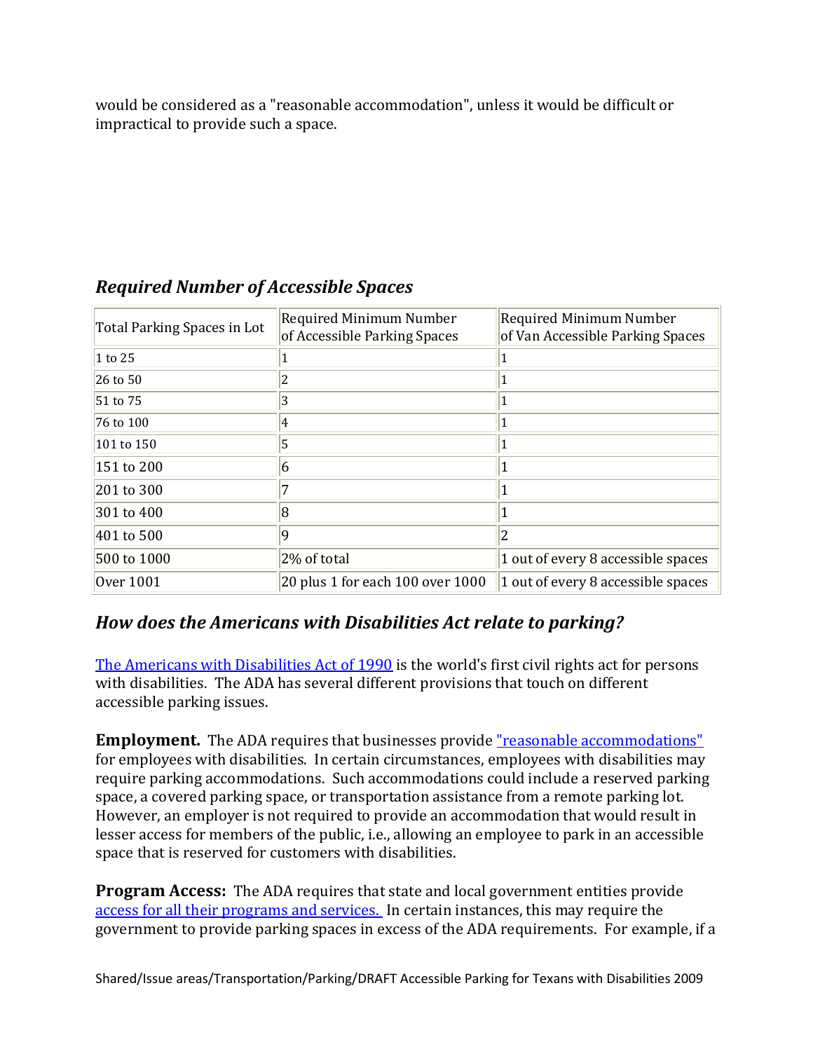would be considered as a "reasonable accommodation", unless it would be difficult or impractical to provide such a space.

## *Required Number of Accessible Spaces*

| Total Parking Spaces in Lot | Required Minimum Number of Accessible Parking Spaces | Required Minimum Number of Van Accessible Parking Spaces |
|---|---|---|
| 1 to 25 | 1 | 1 |
| 26 to 50 | 2 | 1 |
| 51 to 75 | 3 | 1 |
| 76 to 100 | 4 | 1 |
| 101 to 150 | 5 | 1 |
| 151 to 200 | 6 | 1 |
| 201 to 300 | 7 | 1 |
| 301 to 400 | 8 | 1 |
| 401 to 500 | 9 | 2 |
| 500 to 1000 | 2% of total | 1 out of every 8 accessible spaces |
| Over 1001 | 20 plus 1 for each 100 over 1000 | 1 out of every 8 accessible spaces |

## *How does the Americans with Disabilities Act relate to parking?*

The Americans with Disabilities Act of 1990 is the world's first civil rights act for persons with disabilities. The ADA has several different provisions that touch on different accessible parking issues.

**Employment.** The ADA requires that businesses provide "reasonable accommodations" for employees with disabilities. In certain circumstances, employees with disabilities may require parking accommodations. Such accommodations could include a reserved parking space, a covered parking space, or transportation assistance from a remote parking lot. However, an employer is not required to provide an accommodation that would result in lesser access for members of the public, i.e., allowing an employee to park in an accessible space that is reserved for customers with disabilities.

**Program Access:** The ADA requires that state and local government entities provide access for all their programs and services. In certain instances, this may require the government to provide parking spaces in excess of the ADA requirements. For example, if a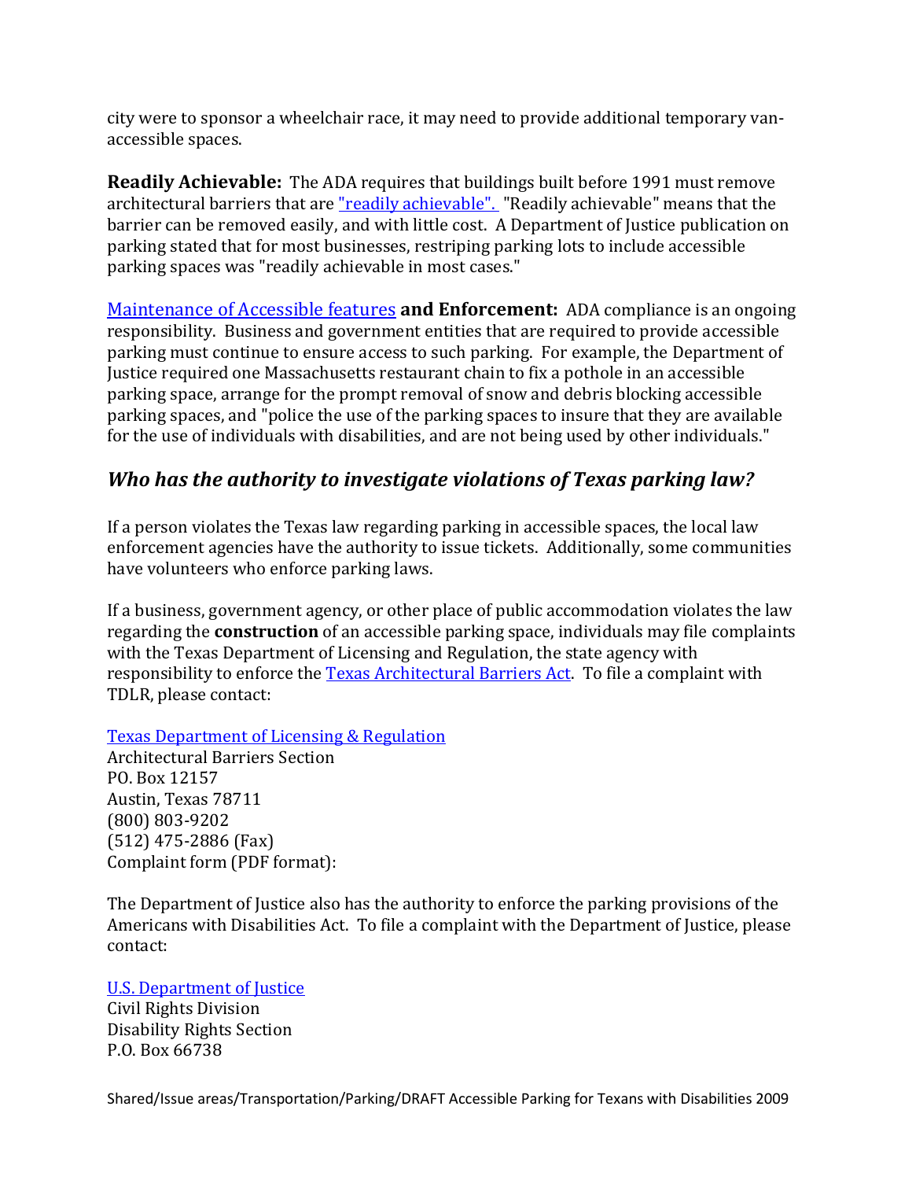city were to sponsor a wheelchair race, it may need to provide additional temporary van-accessible spaces.

**Readily Achievable:** The ADA requires that buildings built before 1991 must remove architectural barriers that are "readily achievable". "Readily achievable" means that the barrier can be removed easily, and with little cost. A Department of Justice publication on parking stated that for most businesses, restriping parking lots to include accessible parking spaces was "readily achievable in most cases."

Maintenance of Accessible features **and Enforcement:** ADA compliance is an ongoing responsibility. Business and government entities that are required to provide accessible parking must continue to ensure access to such parking. For example, the Department of Justice required one Massachusetts restaurant chain to fix a pothole in an accessible parking space, arrange for the prompt removal of snow and debris blocking accessible parking spaces, and "police the use of the parking spaces to insure that they are available for the use of individuals with disabilities, and are not being used by other individuals."

## *Who has the authority to investigate violations of Texas parking law?*

If a person violates the Texas law regarding parking in accessible spaces, the local law enforcement agencies have the authority to issue tickets. Additionally, some communities have volunteers who enforce parking laws.

If a business, government agency, or other place of public accommodation violates the law regarding the **construction** of an accessible parking space, individuals may file complaints with the Texas Department of Licensing and Regulation, the state agency with responsibility to enforce the Texas Architectural Barriers Act. To file a complaint with TDLR, please contact:

Texas Department of Licensing & Regulation
Architectural Barriers Section
PO. Box 12157
Austin, Texas 78711
(800) 803-9202
(512) 475-2886 (Fax)
Complaint form (PDF format):

The Department of Justice also has the authority to enforce the parking provisions of the Americans with Disabilities Act. To file a complaint with the Department of Justice, please contact:

U.S. Department of Justice
Civil Rights Division
Disability Rights Section
P.O. Box 66738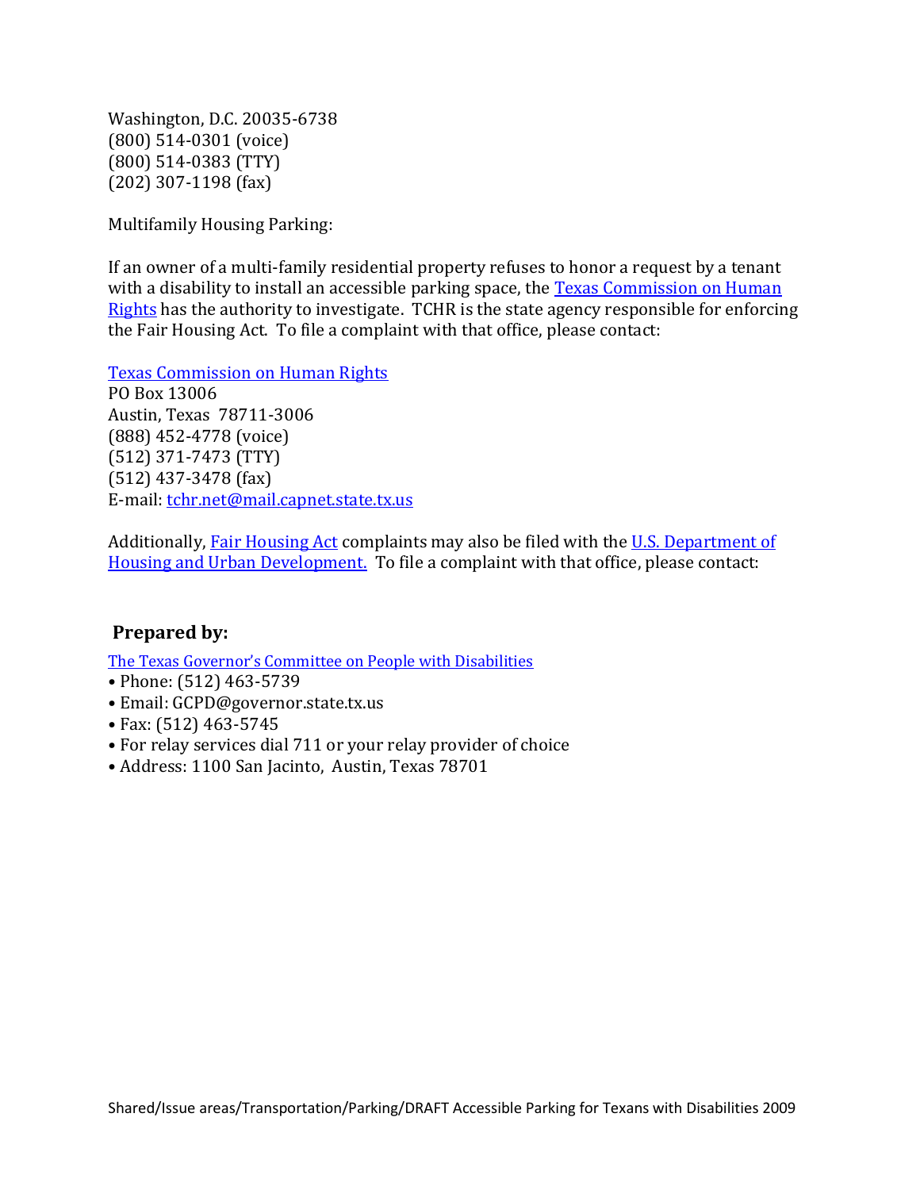Washington, D.C. 20035-6738
(800) 514-0301 (voice)
(800) 514-0383 (TTY)
(202) 307-1198 (fax)

Multifamily Housing Parking:

If an owner of a multi-family residential property refuses to honor a request by a tenant with a disability to install an accessible parking space, the [Texas Commission on Human Rights] has the authority to investigate. TCHR is the state agency responsible for enforcing the Fair Housing Act. To file a complaint with that office, please contact:

[Texas Commission on Human Rights]
PO Box 13006
Austin, Texas 78711-3006
(888) 452-4778 (voice)
(512) 371-7473 (TTY)
(512) 437-3478 (fax)
E-mail: tchr.net@mail.capnet.state.tx.us

Additionally, [Fair Housing Act] complaints may also be filed with the [U.S. Department of Housing and Urban Development.] To file a complaint with that office, please contact:

## Prepared by:

[The Texas Governor's Committee on People with Disabilities]

- Phone: (512) 463-5739
- Email: GCPD@governor.state.tx.us
- Fax: (512) 463-5745
- For relay services dial 711 or your relay provider of choice
- Address: 1100 San Jacinto, Austin, Texas 78701

Shared/Issue areas/Transportation/Parking/DRAFT Accessible Parking for Texans with Disabilities 2009